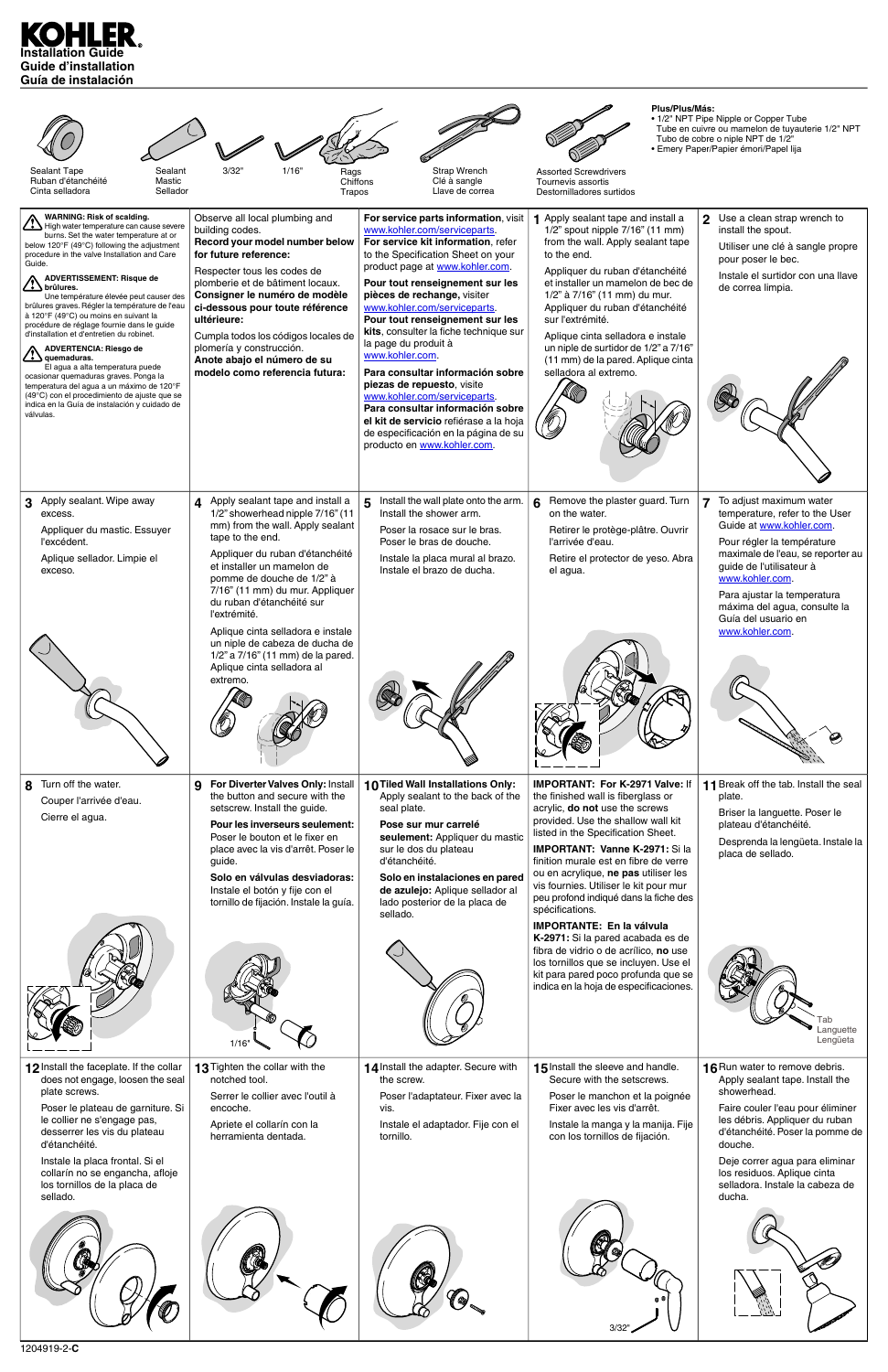# KOHLER.

## Installation Guide
## Guide d'installation
## Guía de instalación

Sealant Tape
Ruban d'étanchéité
Cinta selladora

Sealant
Mastic
Sellador

3/32"

1/16"

Rags
Chiffons
Trapos

Strap Wrench
Clé à sangle
Llave de correa

Assorted Screwdrivers
Tournevis assortis
Destornilladores surtidos

**Plus/Plus/Más:**

- 1/2" NPT Pipe Nipple or Copper Tube
  Tube en cuivre ou mamelon de tuyauterie 1/2" NPT
  Tubo de cobre o niple NPT de 1/2"
- Emery Paper/Papier émori/Papel lija

---

**WARNING: Risk of scalding.** High water temperature can cause severe burns. Set the water temperature at or below 120°F (49°C) following the adjustment procedure in the valve Installation and Care Guide.

**AVERTISSEMENT: Risque de brûlures.** Une température élevée peut causer des brûlures graves. Régler la température de l'eau à 120°F (49°C) ou moins en suivant la procédure de réglage fournie dans le guide d'installation et d'entretien du robinet.

**ADVERTENCIA: Riesgo de quemaduras.** El agua a alta temperatura puede ocasionar quemaduras graves. Ponga la temperatura del agua a un máximo de 120°F (49°C) con el procedimiento de ajuste que se indica en la Guía de instalación y cuidado de válvulas.

Observe all local plumbing and building codes.
**Record your model number below for future reference:**

Respecter tous les codes de plomberie et de bâtiment locaux.
**Consigner le numéro de modèle ci-dessous pour toute référence ultérieure:**

Cumpla todos los códigos locales de plomería y construcción.
**Anote abajo el número de su modelo como referencia futura:**

**For service parts information**, visit www.kohler.com/serviceparts.
**For service kit information**, refer to the Specification Sheet on your product page at www.kohler.com.

**Pour tout renseignement sur les pièces de rechange,** visiter www.kohler.com/serviceparts.
**Pour tout renseignement sur les kits**, consulter la fiche technique sur la page du produit à www.kohler.com.

**Para consultar información sobre piezas de repuesto**, visite www.kohler.com/serviceparts.
**Para consultar información sobre el kit de servicio** refiérase a la hoja de especificación en la página de su producto en www.kohler.com.

**1** Apply sealant tape and install a 1/2" spout nipple 7/16" (11 mm) from the wall. Apply sealant tape to the end.

Appliquer du ruban d'étanchéité et installer un mamelon de bec de 1/2" à 7/16" (11 mm) du mur. Appliquer du ruban d'étanchéité sur l'extrémité.

Aplique cinta selladora e instale un niple de surtidor de 1/2" a 7/16" (11 mm) de la pared. Aplique cinta selladora al extremo.

**2** Use a clean strap wrench to install the spout.

Utiliser une clé à sangle propre pour poser le bec.

Instale el surtidor con una llave de correa limpia.

**3** Apply sealant. Wipe away excess.

Appliquer du mastic. Essuyer l'excédent.

Aplique sellador. Limpie el exceso.

**4** Apply sealant tape and install a 1/2" showerhead nipple 7/16" (11 mm) from the wall. Apply sealant tape to the end.

Appliquer du ruban d'étanchéité et installer un mamelon de pomme de douche de 1/2" à 7/16" (11 mm) du mur. Appliquer du ruban d'étanchéité sur l'extrémité.

Aplique cinta selladora e instale un niple de cabeza de ducha de 1/2" a 7/16" (11 mm) de la pared. Aplique cinta selladora al extremo.

**5** Install the wall plate onto the arm. Install the shower arm.

Poser la rosace sur le bras. Poser le bras de douche.

Instale la placa mural al brazo. Instale el brazo de ducha.

**6** Remove the plaster guard. Turn on the water.

Retirer le protège-plâtre. Ouvrir l'arrivée d'eau.

Retire el protector de yeso. Abra el agua.

**7** To adjust maximum water temperature, refer to the User Guide at www.kohler.com.

Pour régler la température maximale de l'eau, se reporter au guide de l'utilisateur à www.kohler.com.

Para ajustar la temperatura máxima del agua, consulte la Guía del usuario en www.kohler.com.

**8** Turn off the water.

Couper l'arrivée d'eau.

Cierre el agua.

**9** **For Diverter Valves Only:** Install the button and secure with the setscrew. Install the guide.

**Pour les inverseurs seulement:** Poser le bouton et le fixer en place avec la vis d'arrêt. Poser le guide.

**Solo en válvulas desviadoras:** Instale el botón y fije con el tornillo de fijación. Instale la guía.

1/16"

**10** **Tiled Wall Installations Only:** Apply sealant to the back of the seal plate.

**Pose sur mur carrelé seulement:** Appliquer du mastic sur le dos du plateau d'étanchéité.

**Solo en instalaciones en pared de azulejo:** Aplique sellador al lado posterior de la placa de sellado.

**IMPORTANT: For K-2971 Valve:** If the finished wall is fiberglass or acrylic, **do not** use the screws provided. Use the shallow wall kit listed in the Specification Sheet.

**IMPORTANT: Vanne K-2971:** Si la finition murale est en fibre de verre ou en acrylique, **ne pas** utiliser les vis fournies. Utiliser le kit pour mur peu profond indiqué dans la fiche des spécifications.

**IMPORTANTE: En la válvula K-2971:** Si la pared acabada es de fibra de vidrio o de acrílico, **no** use los tornillos que se incluyen. Use el kit para pared poco profunda que se indica en la hoja de especificaciones.

**11** Break off the tab. Install the seal plate.

Briser la languette. Poser le plateau d'étanchéité.

Desprenda la lengüeta. Instale la placa de sellado.

Tab
Languette
Lengüeta

**12** Install the faceplate. If the collar does not engage, loosen the seal plate screws.

Poser le plateau de garniture. Si le collier ne s'engage pas, desserrer les vis du plateau d'étanchéité.

Instale la placa frontal. Si el collarín no se engancha, afloje los tornillos de la placa de sellado.

**13** Tighten the collar with the notched tool.

Serrer le collier avec l'outil à encoche.

Apriete el collarín con la herramienta dentada.

**14** Install the adapter. Secure with the screw.

Poser l'adaptateur. Fixer avec la vis.

Instale el adaptador. Fije con el tornillo.

**15** Install the sleeve and handle. Secure with the setscrews.

Poser le manchon et la poignée Fixer avec les vis d'arrêt.

Instale la manga y la manija. Fije con los tornillos de fijación.

3/32"

**16** Run water to remove debris. Apply sealant tape. Install the showerhead.

Faire couler l'eau pour éliminer les débris. Appliquer du ruban d'étanchéité. Poser la pomme de douche.

Deje correr agua para eliminar los residuos. Aplique cinta selladora. Instale la cabeza de ducha.

1204919-2-**C**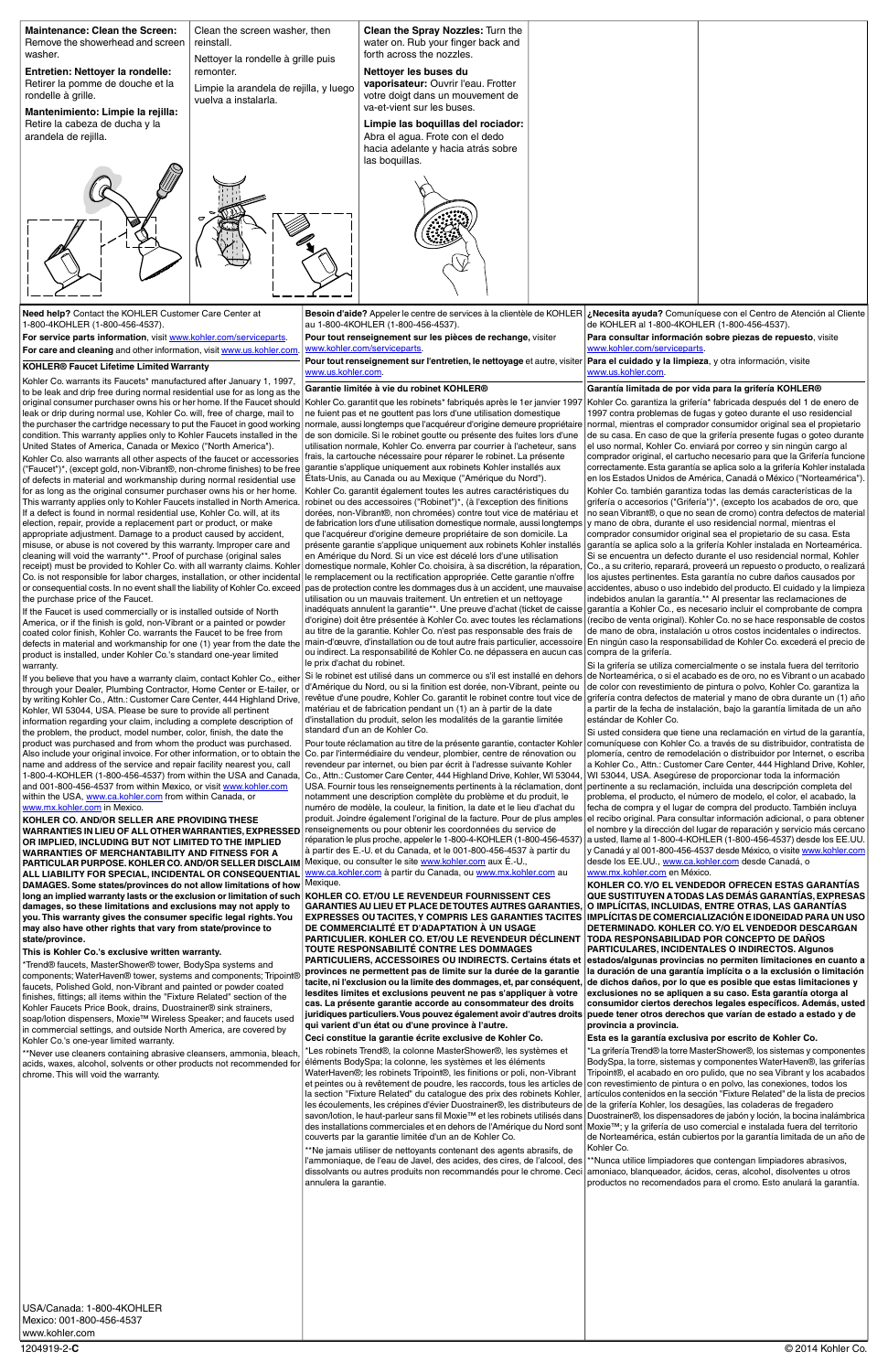**Maintenance: Clean the Screen:** Remove the showerhead and screen washer.

**Entretien: Nettoyer la rondelle:** Retirer la pomme de douche et la rondelle à grille.

**Mantenimiento: Limpie la rejilla:** Retire la cabeza de ducha y la arandela de rejilla.

Clean the screen washer, then reinstall.

Nettoyer la rondelle à grille puis remonter.

Limpie la arandela de rejilla, y luego vuelva a instalarla.

**Clean the Spray Nozzles:** Turn the water on. Rub your finger back and forth across the nozzles.

**Nettoyer les buses du vaporisateur:** Ouvrir l'eau. Frotter votre doigt dans un mouvement de va-et-vient sur les buses.

**Limpie las boquillas del rociador:** Abra el agua. Frote con el dedo hacia adelante y hacia atrás sobre las boquillas.

**Need help?** Contact the KOHLER Customer Care Center at 1-800-4KOHLER (1-800-456-4537).

**For service parts information**, visit www.kohler.com/serviceparts.

**For care and cleaning** and other information, visit www.us.kohler.com.

**KOHLER® Faucet Lifetime Limited Warranty**

Kohler Co. warrants its Faucets* manufactured after January 1, 1997, to be leak and drip free during normal residential use for as long as the original consumer purchaser owns his or her home. If the Faucet should leak or drip during normal use, Kohler Co. will, free of charge, mail to the purchaser the cartridge necessary to put the Faucet in good working condition. This warranty only applies to Kohler Faucets installed in the United States of America, Canada or Mexico ("North America").

Kohler Co. also warrants all other aspects of the faucet or accessories ("Faucet")*, (except gold, non-Vibrant®, non-chrome finishes) to be free of defects in material and workmanship during normal residential use for as long as the original consumer purchaser owns his or her home. This warranty only applies to Kohler Faucets installed in North America. If a defect is found in normal residential use, Kohler Co. will, at its election, repair, provide a replacement part or product, or make appropriate adjustment. Damage to a product caused by accident, misuse, or abuse is not covered by this warranty. Improper care and cleaning will void the warranty**. Proof of purchase (original sales receipt) must be provided to Kohler Co. with all warranty claims. Kohler Co. is not responsible for labor charges, installation, or other incidental or consequential costs. In no event shall the liability of Kohler Co. exceed the purchase price of the Faucet.

If the Faucet is used commercially or is installed outside of North America, or if the finish is gold, non-Vibrant or a painted or powder coated color finish, Kohler Co. warrants the Faucet to be free from defects in material and workmanship for one (1) year from the date the product is installed, under Kohler Co.'s standard one-year limited warranty.

If you believe that you have a warranty claim, contact Kohler Co., either through your Dealer, Plumbing Contractor, Home Center or E-tailer, or by writing Kohler Co., Attn.: Customer Care Center, 444 Highland Drive, Kohler, WI 53044, USA. Please be sure to provide all pertinent information regarding your claim, including a complete description of the problem, the product, model number, color, finish, the date the product was purchased and from whom the product was purchased. Also include your original invoice. For other information, or to obtain the name and address of the service and repair facility nearest you, call 1-800-4-KOHLER (1-800-456-4537) from within the USA and Canada, and 001-800-456-4537 from within Mexico, or visit www.kohler.com within the USA, www.ca.kohler.com from within Canada, or www.mx.kohler.com in Mexico.

**KOHLER CO. AND/OR SELLER ARE PROVIDING THESE WARRANTIES IN LIEU OF ALL OTHER WARRANTIES, EXPRESSED OR IMPLIED, INCLUDING BUT NOT LIMITED TO THE IMPLIED WARRANTIES OF MERCHANTABILITY AND FITNESS FOR A PARTICULAR PURPOSE. KOHLER CO. AND/OR SELLER DISCLAIM ALL LIABILITY FOR SPECIAL, INCIDENTAL OR CONSEQUENTIAL DAMAGES. Some states/provinces do not allow limitations of how long an implied warranty lasts or the exclusion or limitation of such damages, so these limitations and exclusions may not apply to you. This warranty gives the consumer specific legal rights. You may also have other rights that vary from state/province to state/province.**

**This is Kohler Co.'s exclusive written warranty.**

*Trend® faucets, MasterShower® tower, BodySpa systems and components; WaterHaven® tower, systems and components; Tripoint® faucets, Polished Gold, non-Vibrant and painted or powder coated finishes, fittings; all items within the "Fixture Related" section of the Kohler Faucets Price Book, drains, Duostrainer® sink strainers, soap/lotion dispensers, Moxie™ Wireless Speaker; and faucets used in commercial settings, and outside North America, are covered by Kohler Co.'s one-year limited warranty.

**Never use cleaners containing abrasive cleansers, ammonia, bleach, acids, waxes, alcohol, solvents or other products not recommended for chrome. This will void the warranty.

**Besoin d'aide?** Appeler le centre de services à la clientèle de KOHLER au 1-800-4KOHLER (1-800-456-4537).

**Pour tout renseignement sur les pièces de rechange,** visiter www.kohler.com/serviceparts.

**Pour tout renseignement sur l'entretien, le nettoyage** et autre, visiter www.us.kohler.com.

**Garantie limitée à vie du robinet KOHLER®**

Kohler Co. garantit que les robinets* fabriqués après le 1er janvier 1997 ne fuient pas et ne gouttent pas lors d'une utilisation domestique normale, aussi longtemps que l'acquéreur d'origine demeure propriétaire de son domicile. Si le robinet goutte ou présente des fuites lors d'une utilisation normale, Kohler Co. enverra par courrier à l'acheteur, sans frais, la cartouche nécessaire pour réparer le robinet. La présente garantie s'applique uniquement aux robinets Kohler installés aux États-Unis, au Canada ou au Mexique ("Amérique du Nord").

Kohler Co. garantit également toutes les autres caractéristiques du robinet ou des accessoires ("Robinet")*, (à l'exception des finitions dorées, non-Vibrant®, non chromées) contre tout vice de matériau et de fabrication lors d'une utilisation domestique normale, aussi longtemps que l'acquéreur d'origine demeure propriétaire de son domicile. La présente garantie s'applique uniquement aux robinets Kohler installés en Amérique du Nord. Si un vice est décelé lors d'une utilisation domestique normale, Kohler Co. choisira, à sa discrétion, la réparation, le remplacement ou la rectification appropriée. Cette garantie n'offre pas de protection contre les dommages dus à un accident, une mauvaise utilisation ou un mauvais traitement. Un entretien et un nettoyage inadéquats annulent la garantie**. Une preuve d'achat (ticket de caisse d'origine) doit être présentée à Kohler Co. avec toutes les réclamations au titre de la garantie. Kohler Co. n'est pas responsable des frais de main-d'œuvre, d'installation ou de tout autre frais particulier, accessoire ou indirect. La responsabilité de Kohler Co. ne dépassera en aucun cas le prix d'achat du robinet.

Si le robinet est utilisé dans un commerce ou s'il est installé en dehors d'Amérique du Nord, ou si la finition est dorée, non-Vibrant, peinte ou revêtue d'une poudre, Kohler Co. garantit le robinet contre tout vice de matériau et de fabrication pendant un (1) an à partir de la date d'installation du produit, selon les modalités de la garantie limitée standard d'un an de Kohler Co.

Pour toute réclamation au titre de la présente garantie, contacter Kohler Co. par l'intermédiaire du vendeur, plombier, centre de rénovation ou revendeur par internet, ou bien par écrit à l'adresse suivante Kohler Co., Attn.: Customer Care Center, 444 Highland Drive, Kohler, WI 53044, USA. Fournir tous les renseignements pertinents à la réclamation, dont notamment une description complète du problème et du produit, le numéro de modèle, la couleur, la finition, la date et le lieu d'achat du produit. Joindre également l'original de la facture. Pour de plus amples renseignements ou pour obtenir les coordonnées du service de réparation le plus proche, appeler le 1-800-4-KOHLER (1-800-456-4537) à partir des É.-U. et du Canada, et le 001-800-456-4537 à partir du Mexique, ou consulter le site www.kohler.com aux É.-U., www.ca.kohler.com à partir du Canada, ou www.mx.kohler.com au Mexique.

**KOHLER CO. ET/OU LE REVENDEUR FOURNISSENT CES GARANTIES AU LIEU ET PLACE DE TOUTES AUTRES GARANTIES, EXPRESSES OU TACITES, Y COMPRIS LES GARANTIES TACITES DE COMMERCIALITÉ ET D'ADAPTATION À UN USAGE PARTICULIER. KOHLER CO. ET/OU LE REVENDEUR DÉCLINENT TOUTE RESPONSABILITÉ CONTRE LES DOMMAGES PARTICULIERS, ACCESSOIRES OU INDIRECTS. Certains états et provinces ne permettent pas de limite sur la durée de la garantie tacite, ni l'exclusion ou la limite des dommages, et, par conséquent, lesdites limites et exclusions peuvent ne pas s'appliquer à votre cas. La présente garantie accorde au consommateur des droits juridiques particuliers. Vous pouvez également avoir d'autres droits qui varient d'un état/ou d'une province à l'autre.**

**Ceci constitue la garantie écrite exclusive de Kohler Co.**

*Les robinets Trend®, la colonne MasterShower®, les systèmes et éléments BodySpa; la colonne, les systèmes et les éléments WaterHaven®; les robinets Tripoint®, les finitions or poli, non-Vibrant et peintes ou à revêtement de poudre, les raccords, tous les articles de la section "Fixture Related" du catalogue des prix des robinets Kohler, les écoulements, les crépines d'évier Duostrainer®, les distributeurs de savon/lotion, le haut-parleur sans fil Moxie™ et les robinets utilisés dans des installations commerciales et en dehors de l'Amérique du Nord sont couverts par la garantie limitée d'un an de Kohler Co.

**Ne jamais utiliser de nettoyants contenant des agents abrasifs, de l'ammoniaque, de l'eau de Javel, des acides, des cires, de l'alcool, des dissolvants ou autres produits non recommandés pour le chrome. Ceci annulera la garantie.

**¿Necesita ayuda?** Comuníquese con el Centro de Atención al Cliente de KOHLER al 1-800-4KOHLER (1-800-456-4537).

**Para consultar información sobre piezas de repuesto**, visite www.kohler.com/serviceparts.

**Para el cuidado y la limpieza**, y otra información, visite www.us.kohler.com.

**Garantía limitada de por vida para la grifería KOHLER®**

Kohler Co. garantiza la grifería* fabricada después del 1 de enero de 1997 contra problemas de fugas y goteo durante el uso residencial normal, mientras el comprador consumidor original sea el propietario de su casa. En caso de que la grifería presente fugas o goteo durante el uso normal, Kohler Co. enviará por correo y sin ningún cargo al comprador original, el cartucho necesario para que la Grifería funcione correctamente. Esta garantía se aplica solo a la grifería Kohler instalada en los Estados Unidos de América, Canadá o México ("Norteamérica").

Kohler Co. también garantiza todas las demás características de la grifería o accesorios ("Grifería")*, (excepto los acabados de oro, que no sean Vibrant®, o que no sean de cromo) contra defectos de material y mano de obra, durante el uso residencial normal, mientras el comprador consumidor original sea el propietario de su casa. Esta garantía se aplica solo a la grifería Kohler instalada en Norteamérica. Si se encuentra un defecto durante el uso residencial normal, Kohler Co., a su criterio, reparará, proveerá un repuesto o producto, o realizará los ajustes pertinentes. Esta garantía no cubre daños causados por accidentes, abuso o uso indebido del producto. El cuidado y la limpieza indebidos anulan la garantía.** Al presentar las reclamaciones de garantía a Kohler Co., es necesario incluir el comprobante de compra (recibo de venta original). Kohler Co. no se hace responsable de costos de mano de obra, instalación u otros costos incidentales o indirectos. En ningún caso la responsabilidad de Kohler Co. excederá el precio de compra de la grifería.

Si la grifería se utiliza comercialmente o se instala fuera del territorio de Norteamérica, o si el acabado es de oro, no es Vibrant o un acabado de color con revestimiento de pintura o polvo, Kohler Co. garantiza la grifería contra defectos de material y mano de obra durante un (1) año a partir de la fecha de instalación, bajo la garantía limitada de un año estándar de Kohler Co.

Si usted considera que tiene una reclamación en virtud de la garantía, comuníquese con Kohler Co. a través de su distribuidor, contratista de plomería, centro de remodelación o distribuidor por Internet, o escriba a Kohler Co., Attn.: Customer Care Center, 444 Highland Drive, Kohler, WI 53044, USA. Asegúrese de proporcionar toda la información pertinente a su reclamación, incluida una descripción completa del problema, el producto, el número de modelo, el color, el acabado, la fecha de compra y el lugar de compra del producto. También incluya el recibo original. Para consultar información adicional, o para obtener el nombre y la dirección del lugar de reparación y servicio más cercano a usted, llame al 1-800-4-KOHLER (1-800-456-4537) desde los EE.UU. y Canadá y al 001-800-456-4537 desde México, o visite www.kohler.com desde los EE.UU., www.ca.kohler.com desde Canadá, o www.mx.kohler.com en México.

**KOHLER CO. Y/O EL VENDEDOR OFRECEN ESTAS GARANTÍAS QUE SUSTITUYEN A TODAS LAS DEMÁS GARANTÍAS, EXPRESAS O IMPLÍCITAS, INCLUIDAS, ENTRE OTRAS, LAS GARANTÍAS IMPLÍCITAS DE COMERCIALIZACIÓN E IDONEIDAD PARA UN USO DETERMINADO. KOHLER CO. Y/O EL VENDEDOR DESCARGAN TODA RESPONSABILIDAD POR CONCEPTO DE DAÑOS PARTICULARES, INCIDENTALES O INDIRECTOS. Algunos estados/algunas provincias no permiten limitaciones en cuanto a la duración de una garantía implícita o a la exclusión o limitación de dichos daños, por lo que es posible que estas limitaciones y exclusiones no se apliquen a su caso. Esta garantía otorga al consumidor ciertos derechos legales específicos. Además, usted puede tener otros derechos que varían de estado a estado y de provincia a provincia.**

**Esta es la garantía exclusiva por escrito de Kohler Co.**

*La grifería Trend® la torre MasterShower®, los sistemas y componentes BodySpa, la torre, sistemas y componentes WaterHaven®, las griferías Tripoint®, el acabado en oro pulido, que no sea Vibrant y los acabados con revestimiento de pintura o en polvo, las conexiones, todos los artículos contenidos en la sección "Fixture Related" de la lista de precios de la grifería Kohler, los desagües, las coladeras de fregadero Duostrainer®, los dispensadores de jabón y loción, la bocina inalámbrica Moxie™; y la grifería de uso comercial e instalada fuera del territorio de Norteamérica, están cubiertos por la garantía limitada de un año de Kohler Co.

**Nunca utilice limpiadores que contengan limpiadores abrasivos, amoníaco, blanqueador, ácidos, ceras, alcohol, disolventes u otros productos no recomendados para el cromo. Esto anulará la garantía.

USA/Canada: 1-800-4KOHLER
Mexico: 001-800-456-4537
www.kohler.com

1204919-2-**C**

© 2014 Kohler Co.